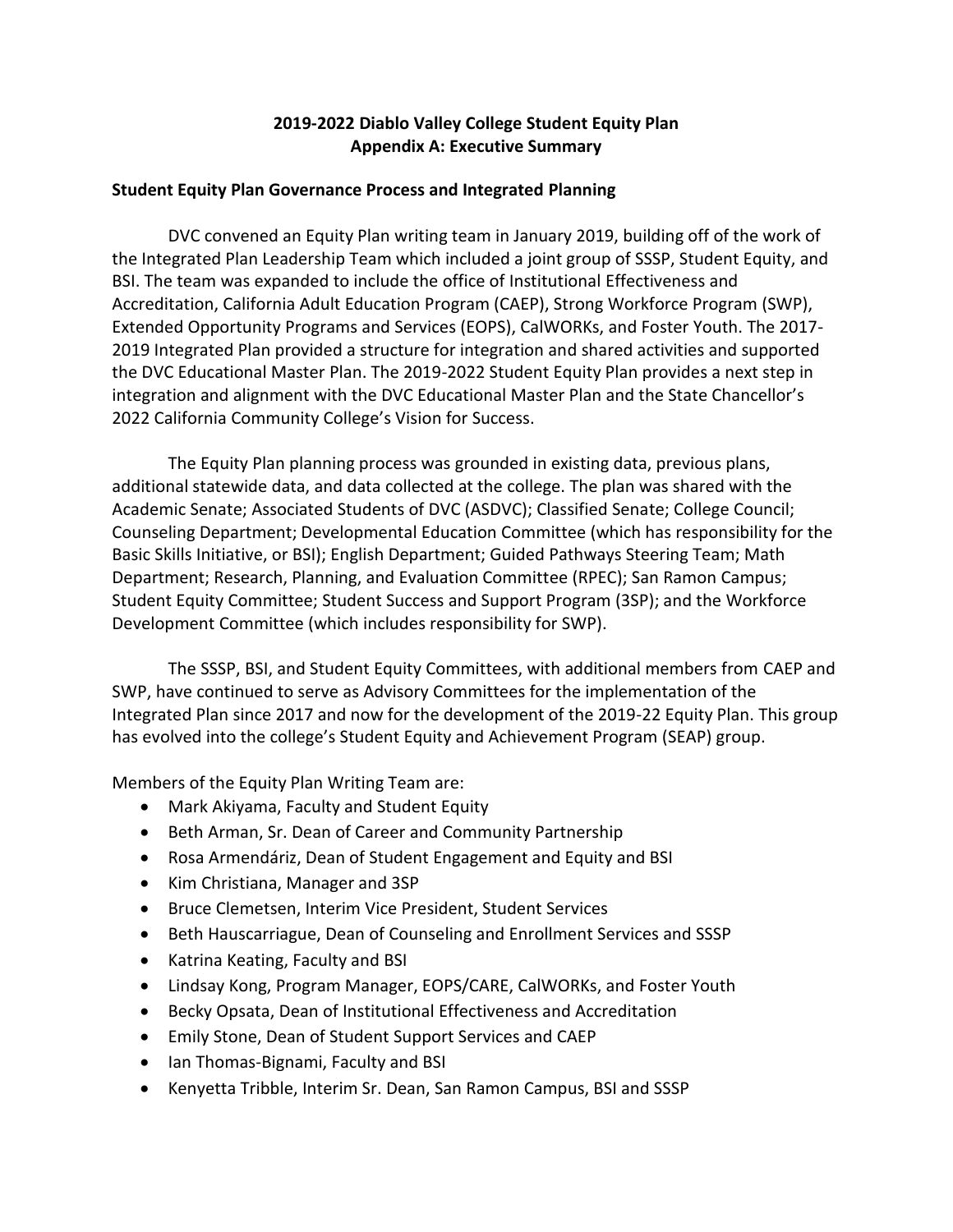# 2019-2022 Diablo Valley College Student Equity Plan
## Appendix A: Executive Summary

### Student Equity Plan Governance Process and Integrated Planning

DVC convened an Equity Plan writing team in January 2019, building off of the work of the Integrated Plan Leadership Team which included a joint group of SSSP, Student Equity, and BSI. The team was expanded to include the office of Institutional Effectiveness and Accreditation, California Adult Education Program (CAEP), Strong Workforce Program (SWP), Extended Opportunity Programs and Services (EOPS), CalWORKs, and Foster Youth. The 2017-2019 Integrated Plan provided a structure for integration and shared activities and supported the DVC Educational Master Plan. The 2019-2022 Student Equity Plan provides a next step in integration and alignment with the DVC Educational Master Plan and the State Chancellor's 2022 California Community College's Vision for Success.

The Equity Plan planning process was grounded in existing data, previous plans, additional statewide data, and data collected at the college. The plan was shared with the Academic Senate; Associated Students of DVC (ASDVC); Classified Senate; College Council; Counseling Department; Developmental Education Committee (which has responsibility for the Basic Skills Initiative, or BSI); English Department; Guided Pathways Steering Team; Math Department; Research, Planning, and Evaluation Committee (RPEC); San Ramon Campus; Student Equity Committee; Student Success and Support Program (3SP); and the Workforce Development Committee (which includes responsibility for SWP).

The SSSP, BSI, and Student Equity Committees, with additional members from CAEP and SWP, have continued to serve as Advisory Committees for the implementation of the Integrated Plan since 2017 and now for the development of the 2019-22 Equity Plan. This group has evolved into the college's Student Equity and Achievement Program (SEAP) group.

Members of the Equity Plan Writing Team are:

- Mark Akiyama, Faculty and Student Equity
- Beth Arman, Sr. Dean of Career and Community Partnership
- Rosa Armendáriz, Dean of Student Engagement and Equity and BSI
- Kim Christiana, Manager and 3SP
- Bruce Clemetsen, Interim Vice President, Student Services
- Beth Hauscarriague, Dean of Counseling and Enrollment Services and SSSP
- Katrina Keating, Faculty and BSI
- Lindsay Kong, Program Manager, EOPS/CARE, CalWORKs, and Foster Youth
- Becky Opsata, Dean of Institutional Effectiveness and Accreditation
- Emily Stone, Dean of Student Support Services and CAEP
- Ian Thomas-Bignami, Faculty and BSI
- Kenyetta Tribble, Interim Sr. Dean, San Ramon Campus, BSI and SSSP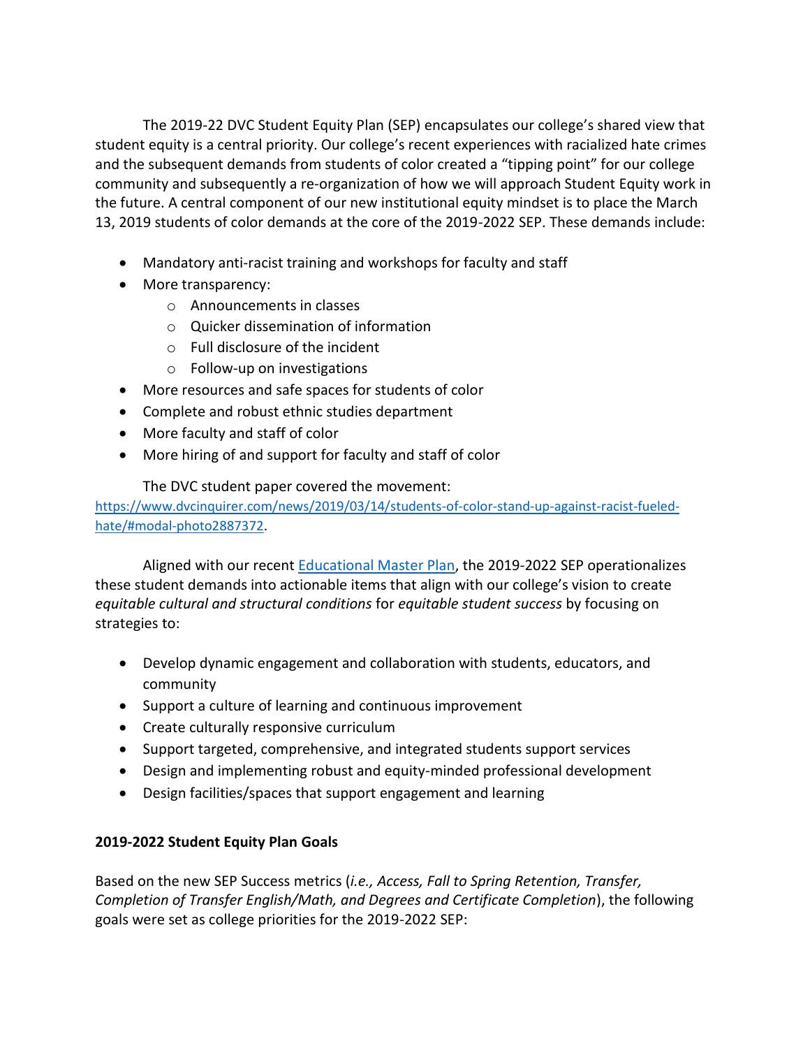The 2019-22 DVC Student Equity Plan (SEP) encapsulates our college's shared view that student equity is a central priority. Our college's recent experiences with racialized hate crimes and the subsequent demands from students of color created a "tipping point" for our college community and subsequently a re-organization of how we will approach Student Equity work in the future. A central component of our new institutional equity mindset is to place the March 13, 2019 students of color demands at the core of the 2019-2022 SEP. These demands include:

- Mandatory anti-racist training and workshops for faculty and staff
- More transparency:
  - Announcements in classes
  - Quicker dissemination of information
  - Full disclosure of the incident
  - Follow-up on investigations
- More resources and safe spaces for students of color
- Complete and robust ethnic studies department
- More faculty and staff of color
- More hiring of and support for faculty and staff of color

The DVC student paper covered the movement: https://www.dvcinquirer.com/news/2019/03/14/students-of-color-stand-up-against-racist-fueled-hate/#modal-photo2887372.

Aligned with our recent Educational Master Plan, the 2019-2022 SEP operationalizes these student demands into actionable items that align with our college's vision to create *equitable cultural and structural conditions* for *equitable student success* by focusing on strategies to:

- Develop dynamic engagement and collaboration with students, educators, and community
- Support a culture of learning and continuous improvement
- Create culturally responsive curriculum
- Support targeted, comprehensive, and integrated students support services
- Design and implementing robust and equity-minded professional development
- Design facilities/spaces that support engagement and learning

**2019-2022 Student Equity Plan Goals**

Based on the new SEP Success metrics (*i.e., Access, Fall to Spring Retention, Transfer, Completion of Transfer English/Math, and Degrees and Certificate Completion*), the following goals were set as college priorities for the 2019-2022 SEP: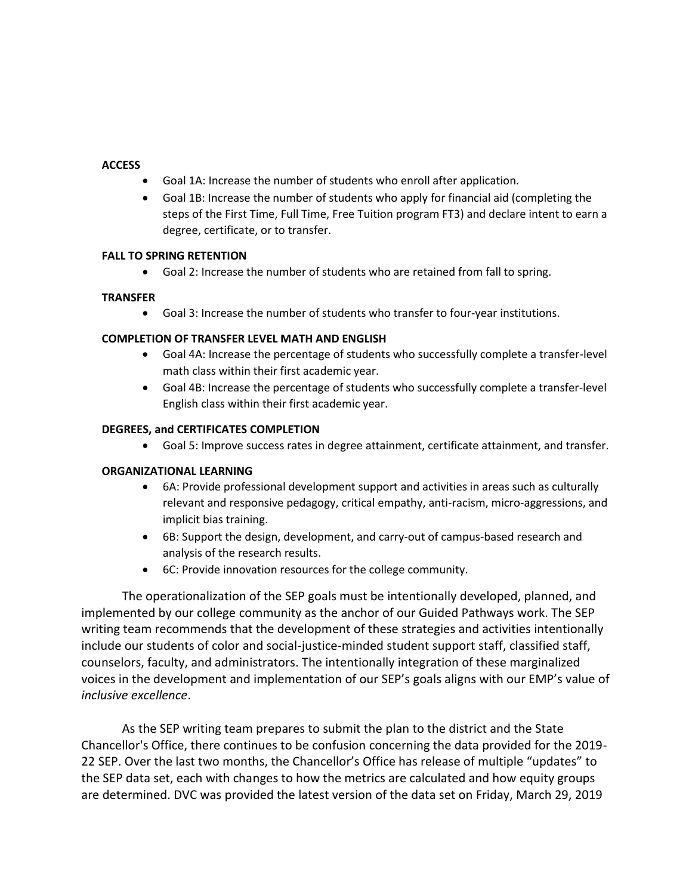**ACCESS**

- Goal 1A: Increase the number of students who enroll after application.
- Goal 1B: Increase the number of students who apply for financial aid (completing the steps of the First Time, Full Time, Free Tuition program FT3) and declare intent to earn a degree, certificate, or to transfer.

**FALL TO SPRING RETENTION**

- Goal 2: Increase the number of students who are retained from fall to spring.

**TRANSFER**

- Goal 3: Increase the number of students who transfer to four-year institutions.

**COMPLETION OF TRANSFER LEVEL MATH AND ENGLISH**

- Goal 4A: Increase the percentage of students who successfully complete a transfer-level math class within their first academic year.
- Goal 4B: Increase the percentage of students who successfully complete a transfer-level English class within their first academic year.

**DEGREES, and CERTIFICATES COMPLETION**

- Goal 5: Improve success rates in degree attainment, certificate attainment, and transfer.

**ORGANIZATIONAL LEARNING**

- 6A: Provide professional development support and activities in areas such as culturally relevant and responsive pedagogy, critical empathy, anti-racism, micro-aggressions, and implicit bias training.
- 6B: Support the design, development, and carry-out of campus-based research and analysis of the research results.
- 6C: Provide innovation resources for the college community.

The operationalization of the SEP goals must be intentionally developed, planned, and implemented by our college community as the anchor of our Guided Pathways work. The SEP writing team recommends that the development of these strategies and activities intentionally include our students of color and social-justice-minded student support staff, classified staff, counselors, faculty, and administrators. The intentionally integration of these marginalized voices in the development and implementation of our SEP's goals aligns with our EMP's value of *inclusive excellence*.

As the SEP writing team prepares to submit the plan to the district and the State Chancellor's Office, there continues to be confusion concerning the data provided for the 2019-22 SEP. Over the last two months, the Chancellor's Office has release of multiple "updates" to the SEP data set, each with changes to how the metrics are calculated and how equity groups are determined. DVC was provided the latest version of the data set on Friday, March 29, 2019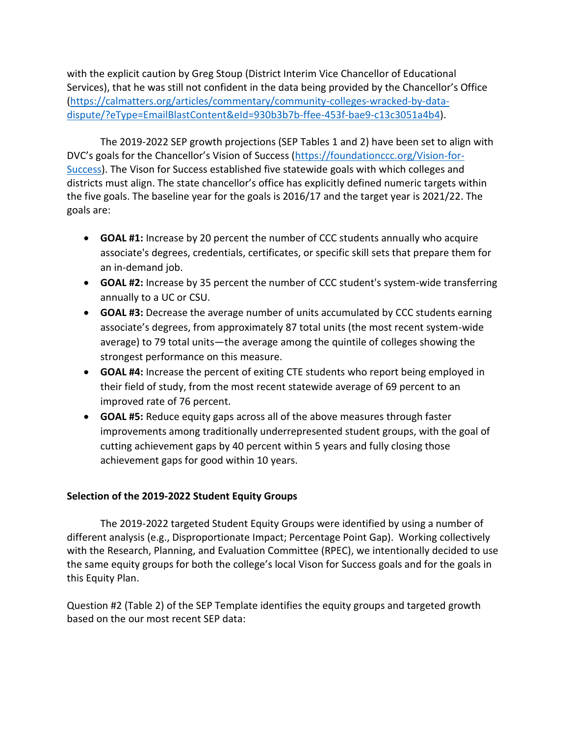with the explicit caution by Greg Stoup (District Interim Vice Chancellor of Educational Services), that he was still not confident in the data being provided by the Chancellor's Office (https://calmatters.org/articles/commentary/community-colleges-wracked-by-data-dispute/?eType=EmailBlastContent&eId=930b3b7b-ffee-453f-bae9-c13c3051a4b4).

The 2019-2022 SEP growth projections (SEP Tables 1 and 2) have been set to align with DVC's goals for the Chancellor's Vision of Success (https://foundationccc.org/Vision-for-Success). The Vison for Success established five statewide goals with which colleges and districts must align. The state chancellor's office has explicitly defined numeric targets within the five goals. The baseline year for the goals is 2016/17 and the target year is 2021/22. The goals are:

- **GOAL #1:** Increase by 20 percent the number of CCC students annually who acquire associate's degrees, credentials, certificates, or specific skill sets that prepare them for an in-demand job.
- **GOAL #2:** Increase by 35 percent the number of CCC student's system-wide transferring annually to a UC or CSU.
- **GOAL #3:** Decrease the average number of units accumulated by CCC students earning associate's degrees, from approximately 87 total units (the most recent system-wide average) to 79 total units—the average among the quintile of colleges showing the strongest performance on this measure.
- **GOAL #4:** Increase the percent of exiting CTE students who report being employed in their field of study, from the most recent statewide average of 69 percent to an improved rate of 76 percent.
- **GOAL #5:** Reduce equity gaps across all of the above measures through faster improvements among traditionally underrepresented student groups, with the goal of cutting achievement gaps by 40 percent within 5 years and fully closing those achievement gaps for good within 10 years.

**Selection of the 2019-2022 Student Equity Groups**

The 2019-2022 targeted Student Equity Groups were identified by using a number of different analysis (e.g., Disproportionate Impact; Percentage Point Gap). Working collectively with the Research, Planning, and Evaluation Committee (RPEC), we intentionally decided to use the same equity groups for both the college's local Vison for Success goals and for the goals in this Equity Plan.

Question #2 (Table 2) of the SEP Template identifies the equity groups and targeted growth based on the our most recent SEP data: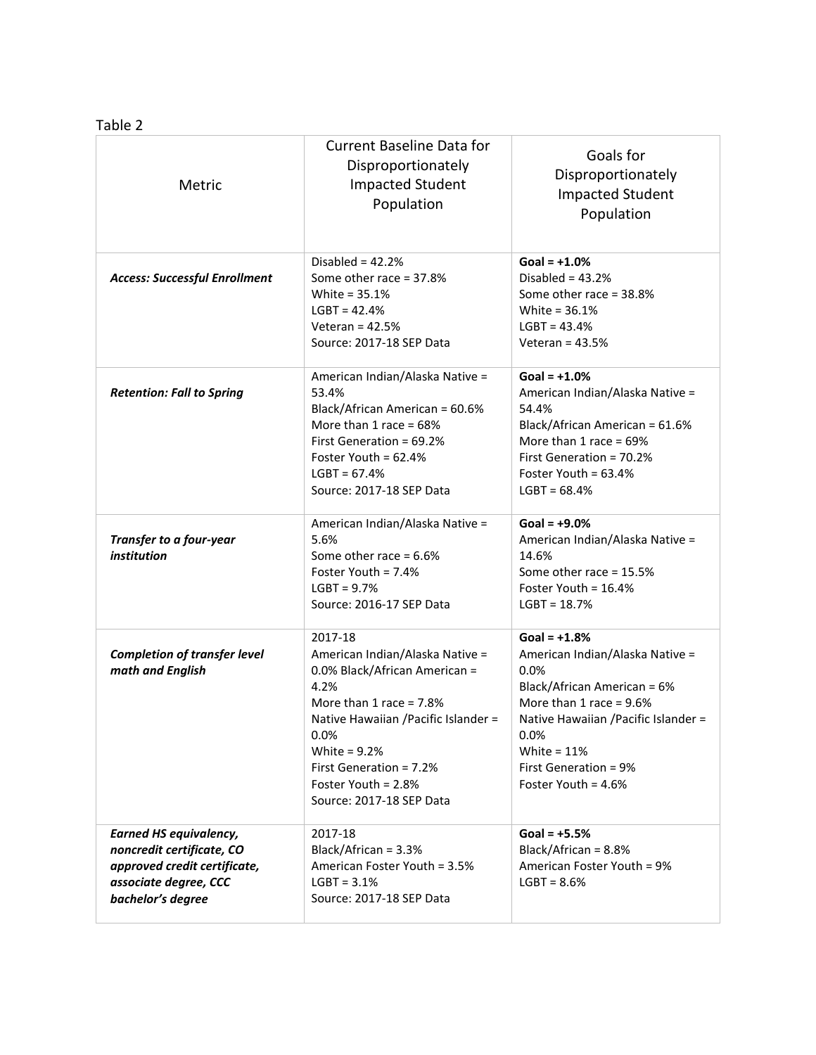Table 2

| Metric | Current Baseline Data for Disproportionately Impacted Student Population | Goals for Disproportionately Impacted Student Population |
|---|---|---|
| ***Access: Successful Enrollment*** | Disabled = 42.2%<br>Some other race = 37.8%<br>White = 35.1%<br>LGBT = 42.4%<br>Veteran = 42.5%<br>Source: 2017-18 SEP Data | **Goal = +1.0%**<br>Disabled = 43.2%<br>Some other race = 38.8%<br>White = 36.1%<br>LGBT = 43.4%<br>Veteran = 43.5% |
| ***Retention: Fall to Spring*** | American Indian/Alaska Native = 53.4%<br>Black/African American = 60.6%<br>More than 1 race = 68%<br>First Generation = 69.2%<br>Foster Youth = 62.4%<br>LGBT = 67.4%<br>Source: 2017-18 SEP Data | **Goal = +1.0%**<br>American Indian/Alaska Native = 54.4%<br>Black/African American = 61.6%<br>More than 1 race = 69%<br>First Generation = 70.2%<br>Foster Youth = 63.4%<br>LGBT = 68.4% |
| ***Transfer to a four-year institution*** | American Indian/Alaska Native = 5.6%<br>Some other race = 6.6%<br>Foster Youth = 7.4%<br>LGBT = 9.7%<br>Source: 2016-17 SEP Data | **Goal = +9.0%**<br>American Indian/Alaska Native = 14.6%<br>Some other race = 15.5%<br>Foster Youth = 16.4%<br>LGBT = 18.7% |
| ***Completion of transfer level math and English*** | 2017-18<br>American Indian/Alaska Native = 0.0% Black/African American = 4.2%<br>More than 1 race = 7.8%<br>Native Hawaiian /Pacific Islander = 0.0%<br>White = 9.2%<br>First Generation = 7.2%<br>Foster Youth = 2.8%<br>Source: 2017-18 SEP Data | **Goal = +1.8%**<br>American Indian/Alaska Native = 0.0%<br>Black/African American = 6%<br>More than 1 race = 9.6%<br>Native Hawaiian /Pacific Islander = 0.0%<br>White = 11%<br>First Generation = 9%<br>Foster Youth = 4.6% |
| ***Earned HS equivalency, noncredit certificate, CO approved credit certificate, associate degree, CCC bachelor's degree*** | 2017-18<br>Black/African = 3.3%<br>American Foster Youth = 3.5%<br>LGBT = 3.1%<br>Source: 2017-18 SEP Data | **Goal = +5.5%**<br>Black/African = 8.8%<br>American Foster Youth = 9%<br>LGBT = 8.6% |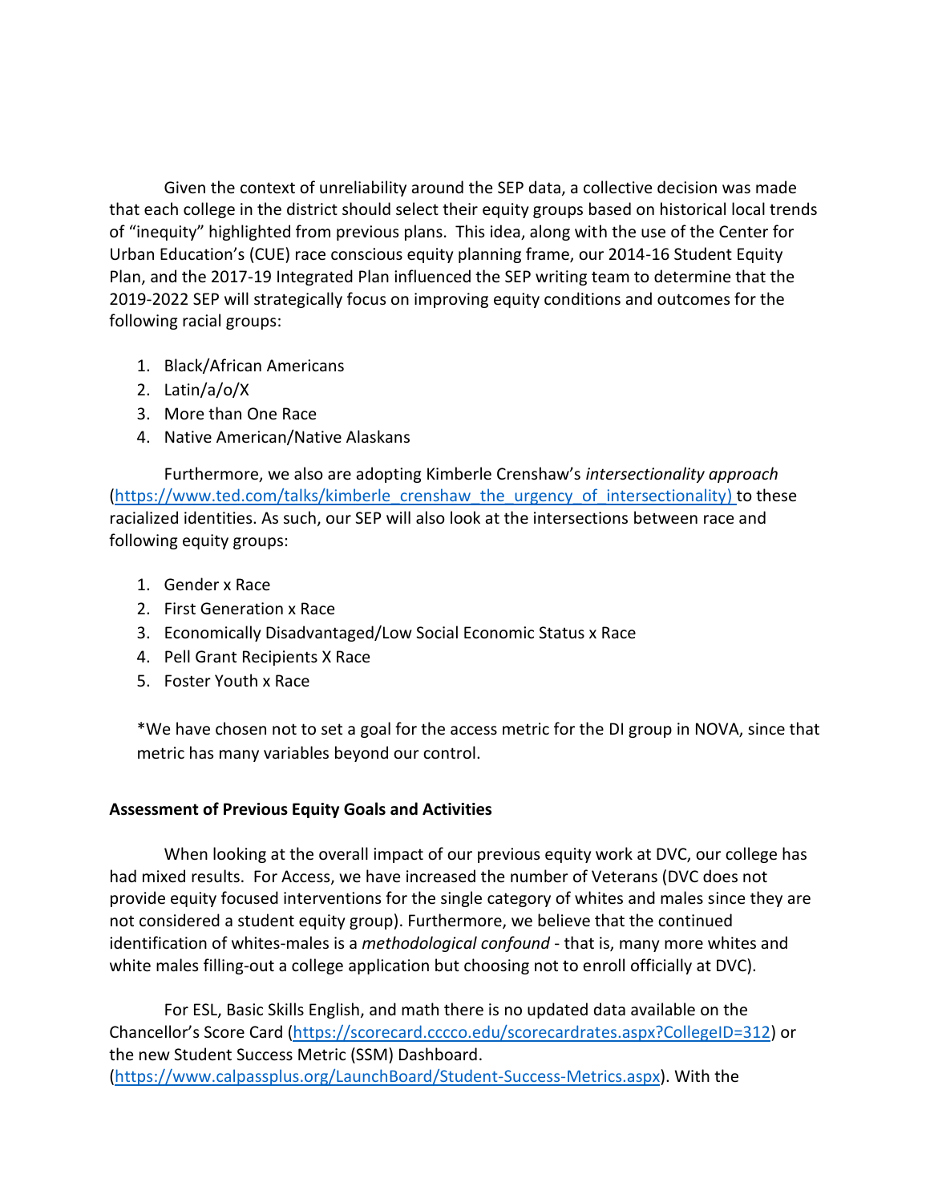Given the context of unreliability around the SEP data, a collective decision was made that each college in the district should select their equity groups based on historical local trends of "inequity" highlighted from previous plans. This idea, along with the use of the Center for Urban Education's (CUE) race conscious equity planning frame, our 2014-16 Student Equity Plan, and the 2017-19 Integrated Plan influenced the SEP writing team to determine that the 2019-2022 SEP will strategically focus on improving equity conditions and outcomes for the following racial groups:

1. Black/African Americans
2. Latin/a/o/X
3. More than One Race
4. Native American/Native Alaskans

Furthermore, we also are adopting Kimberle Crenshaw's *intersectionality approach* (https://www.ted.com/talks/kimberle_crenshaw_the_urgency_of_intersectionality) to these racialized identities. As such, our SEP will also look at the intersections between race and following equity groups:

1. Gender x Race
2. First Generation x Race
3. Economically Disadvantaged/Low Social Economic Status x Race
4. Pell Grant Recipients X Race
5. Foster Youth x Race

*We have chosen not to set a goal for the access metric for the DI group in NOVA, since that metric has many variables beyond our control.

**Assessment of Previous Equity Goals and Activities**

When looking at the overall impact of our previous equity work at DVC, our college has had mixed results. For Access, we have increased the number of Veterans (DVC does not provide equity focused interventions for the single category of whites and males since they are not considered a student equity group). Furthermore, we believe that the continued identification of whites-males is a *methodological confound* - that is, many more whites and white males filling-out a college application but choosing not to enroll officially at DVC).

For ESL, Basic Skills English, and math there is no updated data available on the Chancellor's Score Card (https://scorecard.cccco.edu/scorecardrates.aspx?CollegeID=312) or the new Student Success Metric (SSM) Dashboard. (https://www.calpassplus.org/LaunchBoard/Student-Success-Metrics.aspx). With the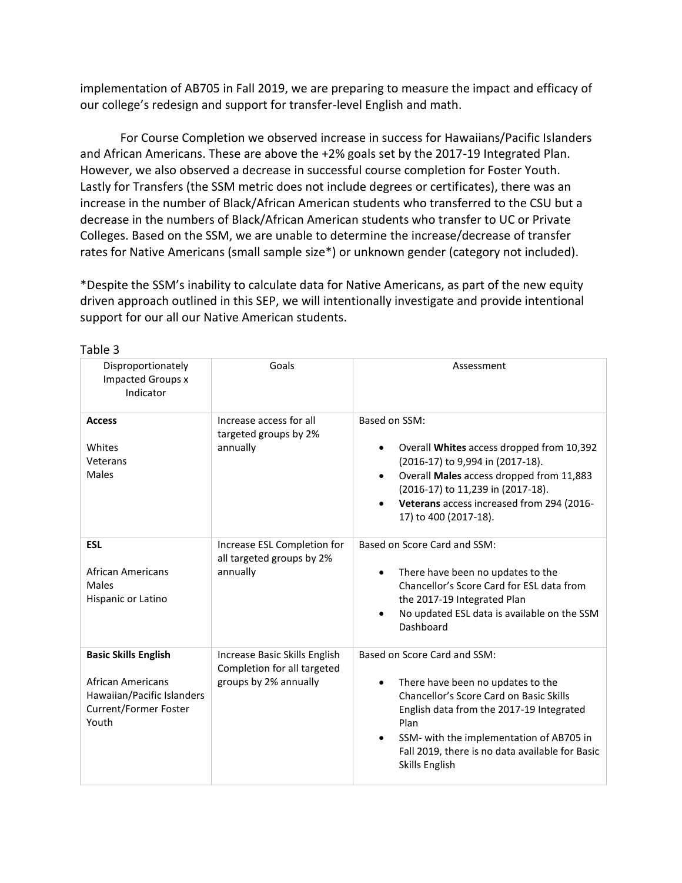implementation of AB705 in Fall 2019, we are preparing to measure the impact and efficacy of our college's redesign and support for transfer-level English and math.

For Course Completion we observed increase in success for Hawaiians/Pacific Islanders and African Americans. These are above the +2% goals set by the 2017-19 Integrated Plan. However, we also observed a decrease in successful course completion for Foster Youth. Lastly for Transfers (the SSM metric does not include degrees or certificates), there was an increase in the number of Black/African American students who transferred to the CSU but a decrease in the numbers of Black/African American students who transfer to UC or Private Colleges. Based on the SSM, we are unable to determine the increase/decrease of transfer rates for Native Americans (small sample size*) or unknown gender (category not included).

*Despite the SSM's inability to calculate data for Native Americans, as part of the new equity driven approach outlined in this SEP, we will intentionally investigate and provide intentional support for our all our Native American students.

Table 3

| Disproportionately Impacted Groups x Indicator | Goals | Assessment |
|---|---|---|
| **Access**<br><br>Whites<br>Veterans<br>Males | Increase access for all targeted groups by 2% annually | Based on SSM:<br><br>• Overall **Whites** access dropped from 10,392 (2016-17) to 9,994 in (2017-18).<br>• Overall **Males** access dropped from 11,883 (2016-17) to 11,239 in (2017-18).<br>• **Veterans** access increased from 294 (2016-17) to 400 (2017-18). |
| **ESL**<br><br>African Americans<br>Males<br>Hispanic or Latino | Increase ESL Completion for all targeted groups by 2% annually | Based on Score Card and SSM:<br><br>• There have been no updates to the Chancellor's Score Card for ESL data from the 2017-19 Integrated Plan<br>• No updated ESL data is available on the SSM Dashboard |
| **Basic Skills English**<br><br>African Americans<br>Hawaiian/Pacific Islanders<br>Current/Former Foster Youth | Increase Basic Skills English Completion for all targeted groups by 2% annually | Based on Score Card and SSM:<br><br>• There have been no updates to the Chancellor's Score Card on Basic Skills English data from the 2017-19 Integrated Plan<br>• SSM- with the implementation of AB705 in Fall 2019, there is no data available for Basic Skills English |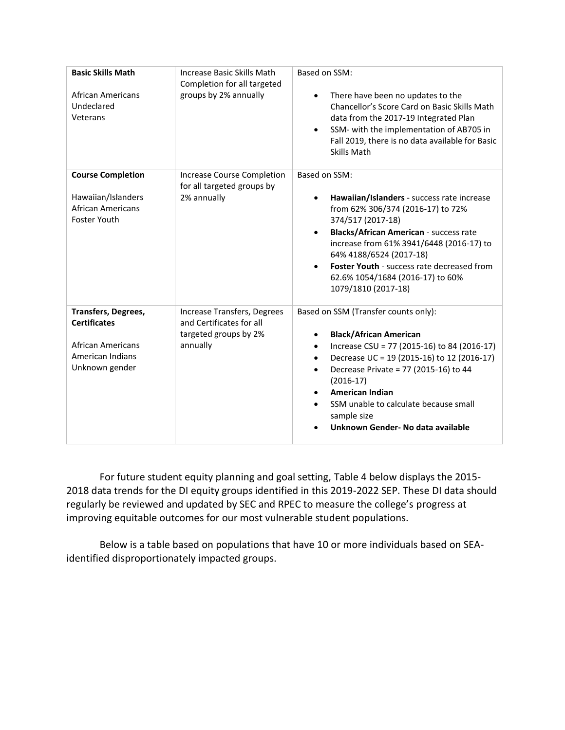| **Basic Skills Math**<br><br>African Americans<br>Undeclared<br>Veterans | Increase Basic Skills Math Completion for all targeted groups by 2% annually | Based on SSM:<br><br>• There have been no updates to the Chancellor's Score Card on Basic Skills Math data from the 2017-19 Integrated Plan<br>• SSM- with the implementation of AB705 in Fall 2019, there is no data available for Basic Skills Math |
|---|---|---|
| **Course Completion**<br><br>Hawaiian/Islanders<br>African Americans<br>Foster Youth | Increase Course Completion for all targeted groups by 2% annually | Based on SSM:<br><br>• **Hawaiian/Islanders** - success rate increase from 62% 306/374 (2016-17) to 72% 374/517 (2017-18)<br>• **Blacks/African American** - success rate increase from 61% 3941/6448 (2016-17) to 64% 4188/6524 (2017-18)<br>• **Foster Youth** - success rate decreased from 62.6% 1054/1684 (2016-17) to 60% 1079/1810 (2017-18) |
| **Transfers, Degrees, Certificates**<br><br>African Americans<br>American Indians<br>Unknown gender | Increase Transfers, Degrees and Certificates for all targeted groups by 2% annually | Based on SSM (Transfer counts only):<br><br>• **Black/African American**<br>• Increase CSU = 77 (2015-16) to 84 (2016-17)<br>• Decrease UC = 19 (2015-16) to 12 (2016-17)<br>• Decrease Private = 77 (2015-16) to 44 (2016-17)<br>• **American Indian**<br>• SSM unable to calculate because small sample size<br>• **Unknown Gender- No data available** |

For future student equity planning and goal setting, Table 4 below displays the 2015-2018 data trends for the DI equity groups identified in this 2019-2022 SEP. These DI data should regularly be reviewed and updated by SEC and RPEC to measure the college's progress at improving equitable outcomes for our most vulnerable student populations.

Below is a table based on populations that have 10 or more individuals based on SEA-identified disproportionately impacted groups.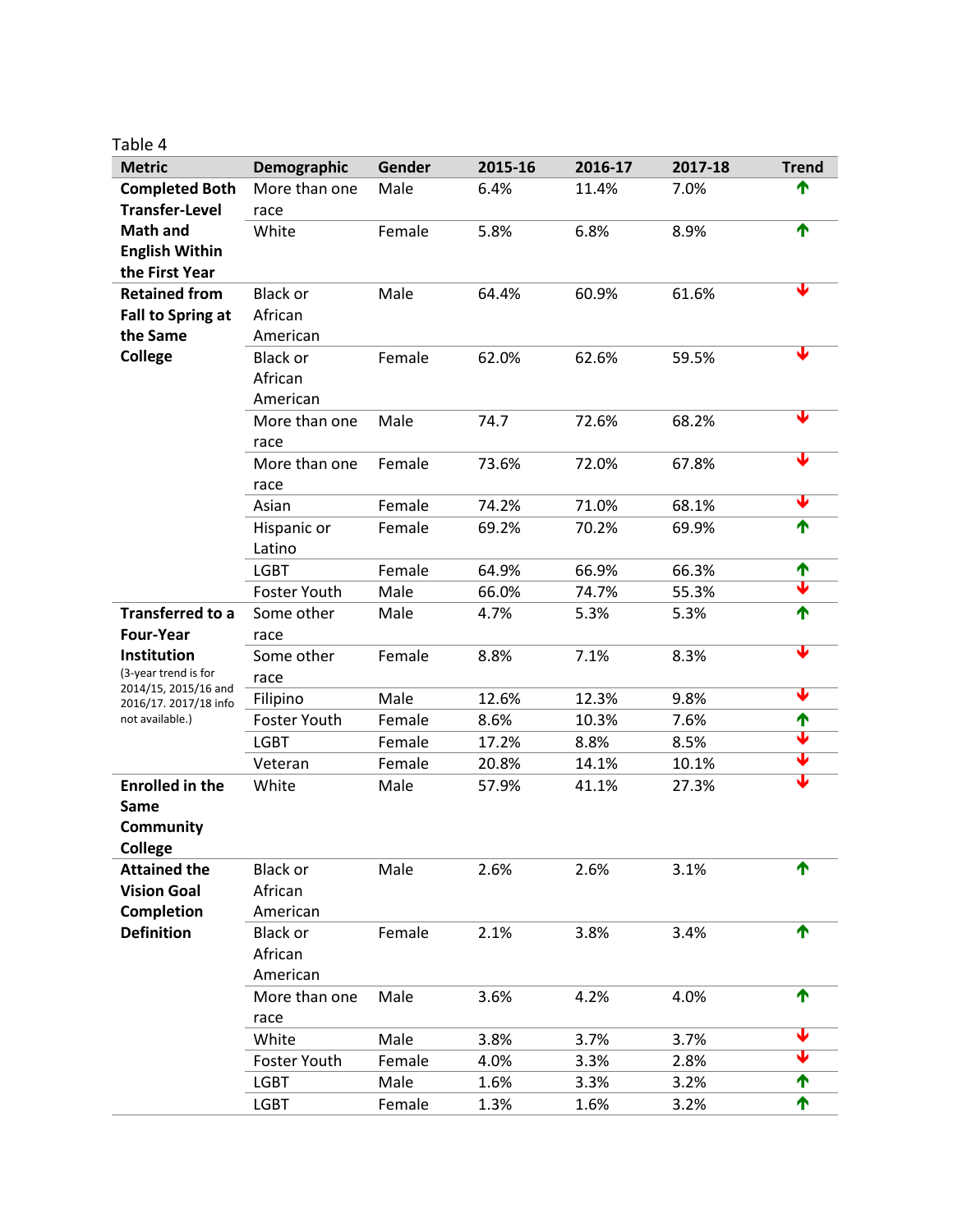Table 4

| Metric | Demographic | Gender | 2015-16 | 2016-17 | 2017-18 | Trend |
|---|---|---|---|---|---|---|
| **Completed Both Transfer-Level Math and English Within the First Year** | More than one race | Male | 6.4% | 11.4% | 7.0% | ↑ |
| | White | Female | 5.8% | 6.8% | 8.9% | ↑ |
| **Retained from Fall to Spring at the Same College** | Black or African American | Male | 64.4% | 60.9% | 61.6% | ↓ |
| | Black or African American | Female | 62.0% | 62.6% | 59.5% | ↓ |
| | More than one race | Male | 74.7 | 72.6% | 68.2% | ↓ |
| | More than one race | Female | 73.6% | 72.0% | 67.8% | ↓ |
| | Asian | Female | 74.2% | 71.0% | 68.1% | ↓ |
| | Hispanic or Latino | Female | 69.2% | 70.2% | 69.9% | ↑ |
| | LGBT | Female | 64.9% | 66.9% | 66.3% | ↑ |
| | Foster Youth | Male | 66.0% | 74.7% | 55.3% | ↓ |
| **Transferred to a Four-Year Institution** (3-year trend is for 2014/15, 2015/16 and 2016/17. 2017/18 info not available.) | Some other race | Male | 4.7% | 5.3% | 5.3% | ↑ |
| | Some other race | Female | 8.8% | 7.1% | 8.3% | ↓ |
| | Filipino | Male | 12.6% | 12.3% | 9.8% | ↓ |
| | Foster Youth | Female | 8.6% | 10.3% | 7.6% | ↑ |
| | LGBT | Female | 17.2% | 8.8% | 8.5% | ↓ |
| | Veteran | Female | 20.8% | 14.1% | 10.1% | ↓ |
| **Enrolled in the Same Community College** | White | Male | 57.9% | 41.1% | 27.3% | ↓ |
| **Attained the Vision Goal Completion Definition** | Black or African American | Male | 2.6% | 2.6% | 3.1% | ↑ |
| | Black or African American | Female | 2.1% | 3.8% | 3.4% | ↑ |
| | More than one race | Male | 3.6% | 4.2% | 4.0% | ↑ |
| | White | Male | 3.8% | 3.7% | 3.7% | ↓ |
| | Foster Youth | Female | 4.0% | 3.3% | 2.8% | ↓ |
| | LGBT | Male | 1.6% | 3.3% | 3.2% | ↑ |
| | LGBT | Female | 1.3% | 1.6% | 3.2% | ↑ |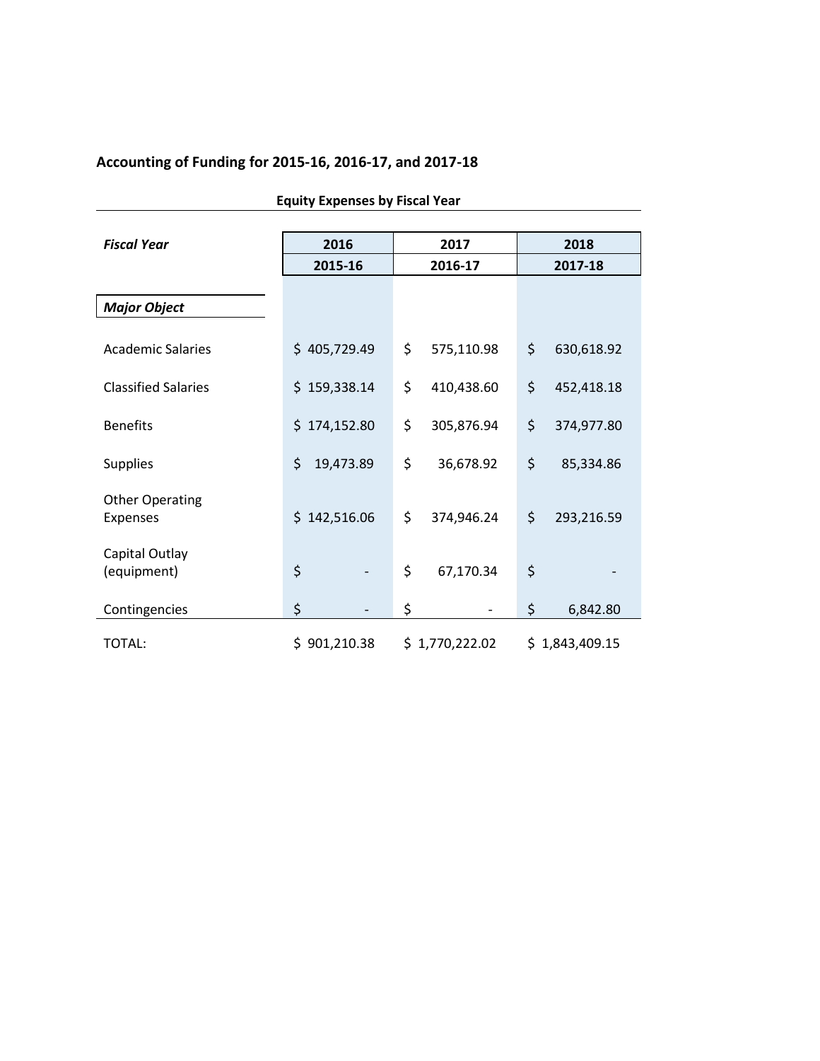## Accounting of Funding for 2015-16, 2016-17, and 2017-18

**Equity Expenses by Fiscal Year**

| ***Fiscal Year*** | **2016** | **2017** | **2018** |
|---|---|---|---|
| | **2015-16** | **2016-17** | **2017-18** |
| ***Major Object*** | | | |
| Academic Salaries | $ 405,729.49 | $ 575,110.98 | $ 630,618.92 |
| Classified Salaries | $ 159,338.14 | $ 410,438.60 | $ 452,418.18 |
| Benefits | $ 174,152.80 | $ 305,876.94 | $ 374,977.80 |
| Supplies | $ 19,473.89 | $ 36,678.92 | $ 85,334.86 |
| Other Operating Expenses | $ 142,516.06 | $ 374,946.24 | $ 293,216.59 |
| Capital Outlay (equipment) | $ - | $ 67,170.34 | $ - |
| Contingencies | $ - | $ - | $ 6,842.80 |
| TOTAL: | $ 901,210.38 | $ 1,770,222.02 | $ 1,843,409.15 |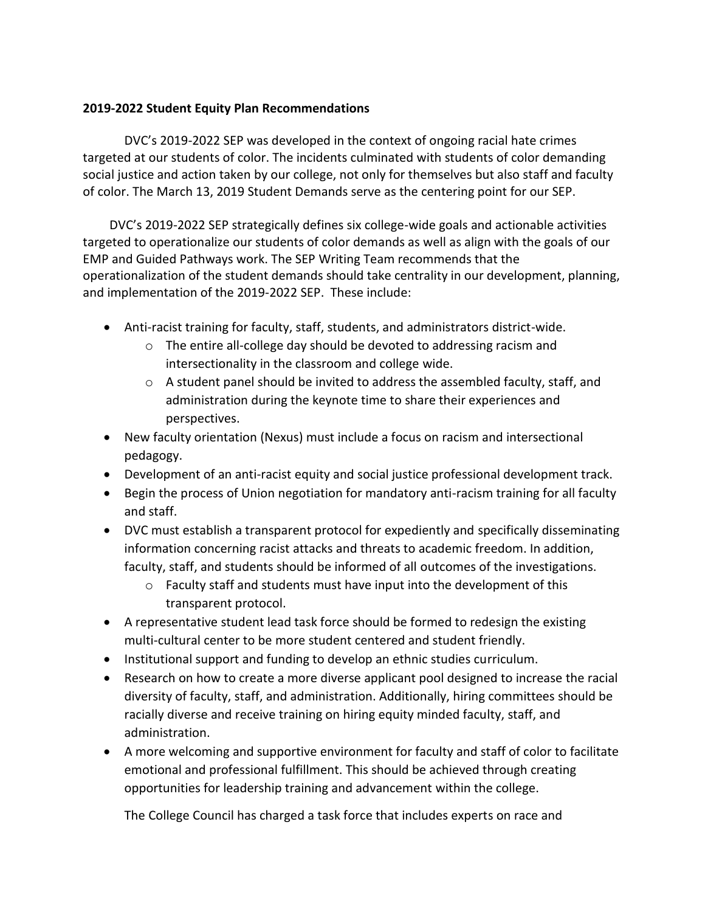**2019-2022 Student Equity Plan Recommendations**

DVC's 2019-2022 SEP was developed in the context of ongoing racial hate crimes targeted at our students of color. The incidents culminated with students of color demanding social justice and action taken by our college, not only for themselves but also staff and faculty of color. The March 13, 2019 Student Demands serve as the centering point for our SEP.

DVC's 2019-2022 SEP strategically defines six college-wide goals and actionable activities targeted to operationalize our students of color demands as well as align with the goals of our EMP and Guided Pathways work. The SEP Writing Team recommends that the operationalization of the student demands should take centrality in our development, planning, and implementation of the 2019-2022 SEP. These include:

- Anti-racist training for faculty, staff, students, and administrators district-wide.
  - The entire all-college day should be devoted to addressing racism and intersectionality in the classroom and college wide.
  - A student panel should be invited to address the assembled faculty, staff, and administration during the keynote time to share their experiences and perspectives.
- New faculty orientation (Nexus) must include a focus on racism and intersectional pedagogy.
- Development of an anti-racist equity and social justice professional development track.
- Begin the process of Union negotiation for mandatory anti-racism training for all faculty and staff.
- DVC must establish a transparent protocol for expediently and specifically disseminating information concerning racist attacks and threats to academic freedom. In addition, faculty, staff, and students should be informed of all outcomes of the investigations.
  - Faculty staff and students must have input into the development of this transparent protocol.
- A representative student lead task force should be formed to redesign the existing multi-cultural center to be more student centered and student friendly.
- Institutional support and funding to develop an ethnic studies curriculum.
- Research on how to create a more diverse applicant pool designed to increase the racial diversity of faculty, staff, and administration. Additionally, hiring committees should be racially diverse and receive training on hiring equity minded faculty, staff, and administration.
- A more welcoming and supportive environment for faculty and staff of color to facilitate emotional and professional fulfillment. This should be achieved through creating opportunities for leadership training and advancement within the college.

The College Council has charged a task force that includes experts on race and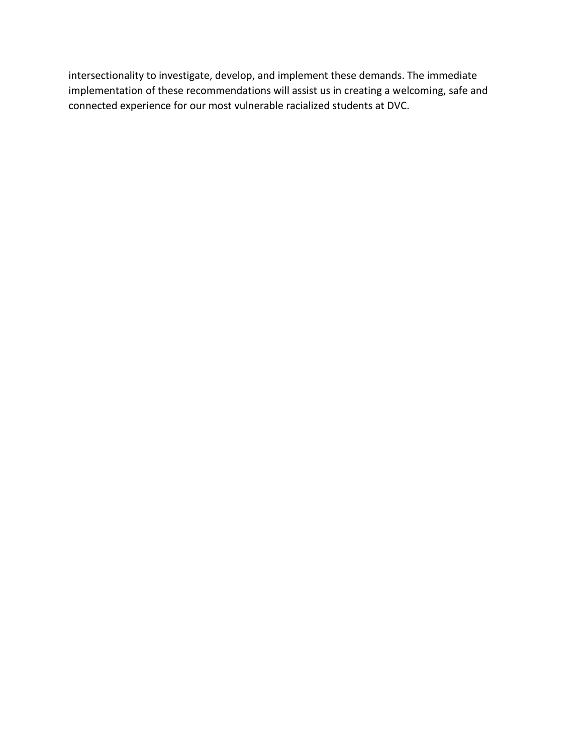intersectionality to investigate, develop, and implement these demands. The immediate implementation of these recommendations will assist us in creating a welcoming, safe and connected experience for our most vulnerable racialized students at DVC.